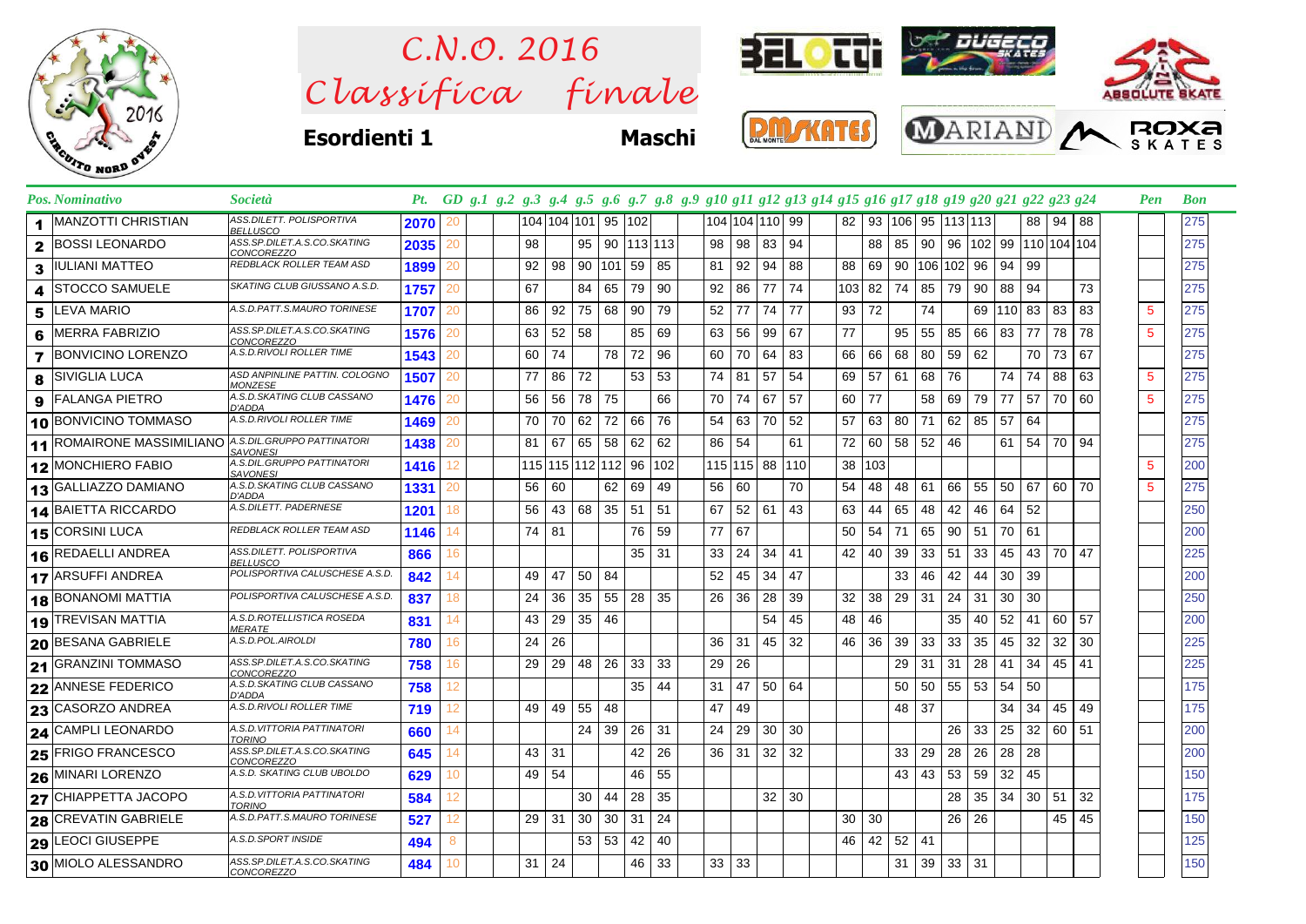# C.N.O. 2016
# Classifica finale

**Esordienti 1** **Maschi**

| Pos. | Nominativo | Società | Pt. | GD | g.1 | g.2 | g.3 | g.4 | g.5 | g.6 | g.7 | g.8 | g.9 | g10 | g11 | g12 | g13 | g14 | g15 | g16 | g17 | g18 | g19 | g20 | g21 | g22 | g23 | g24 | Pen | Bon |
|---|---|---|---|---|---|---|---|---|---|---|---|---|---|---|---|---|---|---|---|---|---|---|---|---|---|---|---|---|---|---|
| 1 | MANZOTTI CHRISTIAN | ASS.DILETT. POLISPORTIVA BELLUSCO | 2070 | 20 | | | 104 | 104 | 101 | 95 | 102 | | | 104 | 104 | 110 | 99 | | 82 | 93 | 106 | 95 | 113 | 113 | | 88 | 94 | 88 | | 275 |
| 2 | BOSSI LEONARDO | ASS.SP.DILET.A.S.CO.SKATING CONCOREZZO | 2035 | 20 | | | 98 | | 95 | 90 | 113 | 113 | | 98 | 98 | 83 | 94 | | | 88 | 85 | 90 | 96 | 102 | 99 | 110 | 104 | 104 | | 275 |
| 3 | IULIANI MATTEO | REDBLACK ROLLER TEAM ASD | 1899 | 20 | | | 92 | 98 | 90 | 101 | 59 | 85 | | 81 | 92 | 94 | 88 | | 88 | 69 | 90 | 106 | 102 | 96 | 94 | 99 | | | | 275 |
| 4 | STOCCO SAMUELE | SKATING CLUB GIUSSANO A.S.D. | 1757 | 20 | | | 67 | | 84 | 65 | 79 | 90 | | 92 | 86 | 77 | 74 | | 103 | 82 | 74 | 85 | 79 | 90 | 88 | 94 | | 73 | | 275 |
| 5 | LEVA MARIO | A.S.D.PATT.S.MAURO TORINESE | 1707 | 20 | | | 86 | 92 | 75 | 68 | 90 | 79 | | 52 | 77 | 74 | 77 | | 93 | 72 | | 74 | | 69 | 110 | 83 | 83 | 83 | 5 | 275 |
| 6 | MERRA FABRIZIO | ASS.SP.DILET.A.S.CO.SKATING CONCOREZZO | 1576 | 20 | | | 63 | 52 | 58 | | 85 | 69 | | 63 | 56 | 99 | 67 | | 77 | | 95 | 55 | 85 | 66 | 83 | 77 | 78 | 78 | 5 | 275 |
| 7 | BONVICINO LORENZO | A.S.D.RIVOLI ROLLER TIME | 1543 | 20 | | | 60 | 74 | | 78 | 72 | 96 | | 60 | 70 | 64 | 83 | | 66 | 66 | 68 | 80 | 59 | 62 | | 70 | 73 | 67 | | 275 |
| 8 | SIVIGLIA LUCA | ASD ANPINLINE PATTIN. COLOGNO MONZESE | 1507 | 20 | | | 77 | 86 | 72 | | 53 | 53 | | 74 | 81 | 57 | 54 | | 69 | 57 | 61 | 68 | 76 | | 74 | 74 | 88 | 63 | 5 | 275 |
| 9 | FALANGA PIETRO | A.S.D.SKATING CLUB CASSANO D'ADDA | 1476 | 20 | | | 56 | 56 | 78 | 75 | | 66 | | 70 | 74 | 67 | 57 | | 60 | 77 | | 58 | 69 | 79 | 77 | 57 | 70 | 60 | 5 | 275 |
| 10 | BONVICINO TOMMASO | A.S.D.RIVOLI ROLLER TIME | 1469 | 20 | | | 70 | 70 | 62 | 72 | 66 | 76 | | 54 | 63 | 70 | 52 | | 57 | 63 | 80 | 71 | 62 | 85 | 57 | 64 | | | | 275 |
| 11 | ROMAIRONE MASSIMILIANO | A.S.DIL.GRUPPO PATTINATORI SAVONESI | 1438 | 20 | | | 81 | 67 | 65 | 58 | 62 | 62 | | 86 | 54 | | 61 | | 72 | 60 | 58 | 52 | 46 | | 61 | 54 | 70 | 94 | | 275 |
| 12 | MONCHIERO FABIO | A.S.DIL.GRUPPO PATTINATORI SAVONESI | 1416 | 12 | | | 115 | 115 | 112 | 112 | 96 | 102 | | 115 | 115 | 88 | 110 | | 38 | 103 | | | | | | | | | 5 | 200 |
| 13 | GALLIAZZO DAMIANO | A.S.D.SKATING CLUB CASSANO D'ADDA | 1331 | 20 | | | 56 | 60 | | 62 | 69 | 49 | | 56 | 60 | | 70 | | 54 | 48 | 48 | 61 | 66 | 55 | 50 | 67 | 60 | 70 | 5 | 275 |
| 14 | BAIETTA RICCARDO | A.S.DILETT. PADERNESE | 1201 | 18 | | | 56 | 43 | 68 | 35 | 51 | 51 | | 67 | 52 | 61 | 43 | | 63 | 44 | 65 | 48 | 42 | 46 | 64 | 52 | | | | 250 |
| 15 | CORSINI LUCA | REDBLACK ROLLER TEAM ASD | 1146 | 14 | | | 74 | 81 | | | 76 | 59 | | 77 | 67 | | | | 50 | 54 | 71 | 65 | 90 | 51 | 70 | 61 | | | | 200 |
| 16 | REDAELLI ANDREA | ASS.DILETT. POLISPORTIVA BELLUSCO | 866 | 16 | | | | | | | 35 | 31 | | 33 | 24 | 34 | 41 | | 42 | 40 | 39 | 33 | 51 | 33 | 45 | 43 | 70 | 47 | | 225 |
| 17 | ARSUFFI ANDREA | POLISPORTIVA CALUSCHESE A.S.D. | 842 | 14 | | | 49 | 47 | 50 | 84 | | | | 52 | 45 | 34 | 47 | | | | 33 | 46 | 42 | 44 | 30 | 39 | | | | 200 |
| 18 | BONANOMI MATTIA | POLISPORTIVA CALUSCHESE A.S.D. | 837 | 18 | | | 24 | 36 | 35 | 55 | 28 | 35 | | 26 | 36 | 28 | 39 | | 32 | 38 | 29 | 31 | 24 | 31 | 30 | 30 | | | | 250 |
| 19 | TREVISAN MATTIA | A.S.D.ROTELLISTICA ROSEDA MERATE | 831 | 14 | | | 43 | 29 | 35 | 46 | | | | | | 54 | 45 | | 48 | 46 | | | 35 | 40 | 52 | 41 | 60 | 57 | | 200 |
| 20 | BESANA GABRIELE | A.S.D.POL.AIROLDI | 780 | 16 | | | 24 | 26 | | | | | | 36 | 31 | 45 | 32 | | 46 | 36 | 39 | 33 | 33 | 35 | 45 | 32 | 32 | 30 | | 225 |
| 21 | GRANZINI TOMMASO | ASS.SP.DILET.A.S.CO.SKATING CONCOREZZO | 758 | 16 | | | 29 | 29 | 48 | 26 | 33 | 33 | | 29 | 26 | | | | | | 29 | 31 | 31 | 28 | 41 | 34 | 45 | 41 | | 225 |
| 22 | ANNESE FEDERICO | A.S.D.SKATING CLUB CASSANO D'ADDA | 758 | 12 | | | | | | | 35 | 44 | | 31 | 47 | 50 | 64 | | | | 50 | 50 | 55 | 53 | 54 | 50 | | | | 175 |
| 23 | CASORZO ANDREA | A.S.D.RIVOLI ROLLER TIME | 719 | 12 | | | 49 | 49 | 55 | 48 | | | | 47 | 49 | | | | | | 48 | 37 | | | 34 | 34 | 45 | 49 | | 175 |
| 24 | CAMPLI LEONARDO | A.S.D.VITTORIA PATTINATORI TORINO | 660 | 14 | | | | | 24 | 39 | 26 | 31 | | 24 | 29 | 30 | 30 | | | | | | 26 | 33 | 25 | 32 | 60 | 51 | | 200 |
| 25 | FRIGO FRANCESCO | ASS.SP.DILET.A.S.CO.SKATING CONCOREZZO | 645 | 14 | | | 43 | 31 | | | 42 | 26 | | 36 | 31 | 32 | 32 | | | | 33 | 29 | 28 | 26 | 28 | 28 | | | | 200 |
| 26 | MINARI LORENZO | A.S.D. SKATING CLUB UBOLDO | 629 | 10 | | | 49 | 54 | | | 46 | 55 | | | | | | | | | 43 | 43 | 53 | 59 | 32 | 45 | | | | 150 |
| 27 | CHIAPPETTA JACOPO | A.S.D.VITTORIA PATTINATORI TORINO | 584 | 12 | | | | | 30 | 44 | 28 | 35 | | | | 32 | 30 | | | | | | 28 | 35 | 34 | 30 | 51 | 32 | | 175 |
| 28 | CREVATIN GABRIELE | A.S.D.PATT.S.MAURO TORINESE | 527 | 12 | | | 29 | 31 | 30 | 30 | 31 | 24 | | | | | | | 30 | 30 | | | 26 | 26 | | | 45 | 45 | | 150 |
| 29 | LEOCI GIUSEPPE | A.S.D.SPORT INSIDE | 494 | 8 | | | | | 53 | 53 | 42 | 40 | | | | | | | 46 | 42 | 52 | 41 | | | | | | | | 125 |
| 30 | MIOLO ALESSANDRO | ASS.SP.DILET.A.S.CO.SKATING CONCOREZZO | 484 | 10 | | | 31 | 24 | | | 46 | 33 | | 33 | 33 | | | | | | 31 | 39 | 33 | 31 | | | | | | 150 |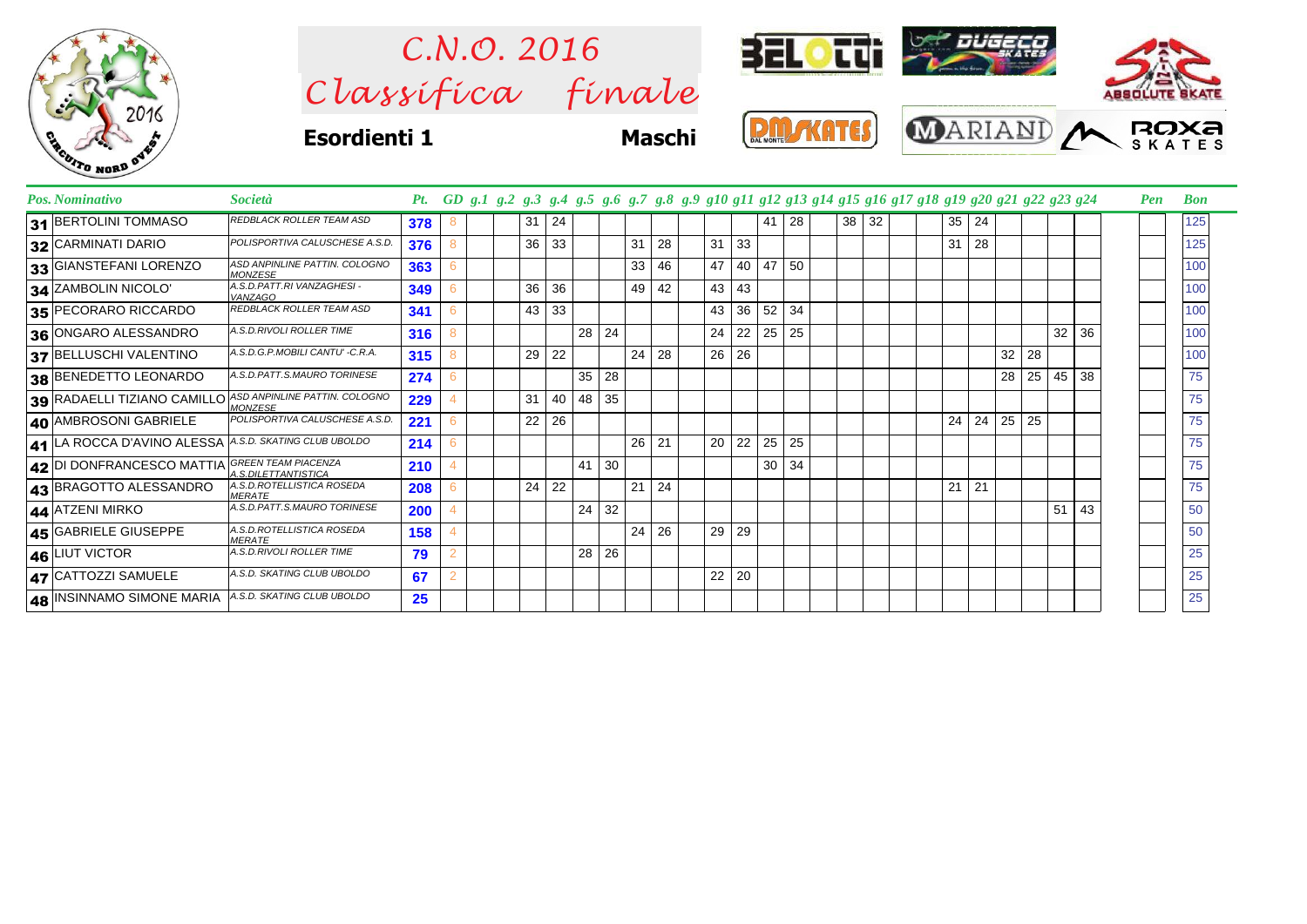# C.N.O. 2016
# Classifica finale

**Esordienti 1** **Maschi**

| Pos. | Nominativo | Società | Pt. | GD | g.1 | g.2 | g.3 | g.4 | g.5 | g.6 | g.7 | g.8 | g.9 | g10 | g11 | g12 | g13 | g14 | g15 | g16 | g17 | g18 | g19 | g20 | g21 | g22 | g23 | g24 | Pen | Bon |
|---|---|---|---|---|---|---|---|---|---|---|---|---|---|---|---|---|---|---|---|---|---|---|---|---|---|---|---|---|---|---|
| 31 | BERTOLINI TOMMASO | REDBLACK ROLLER TEAM ASD | 378 | 8 | | | 31 | 24 | | | | | | | | 41 | 28 | | 38 | 32 | | | 35 | 24 | | | | | | 125 |
| 32 | CARMINATI DARIO | POLISPORTIVA CALUSCHESE A.S.D. | 376 | 8 | | | 36 | 33 | | | 31 | 28 | | 31 | 33 | | | | | | | | 31 | 28 | | | | | | 125 |
| 33 | GIANSTEFANI LORENZO | ASD ANPINLINE PATTIN. COLOGNO MONZESE | 363 | 6 | | | | | | | 33 | 46 | | 47 | 40 | 47 | 50 | | | | | | | | | | | | | 100 |
| 34 | ZAMBOLIN NICOLO' | A.S.D.PATT.RI VANZAGHESI - VANZAGO | 349 | 6 | | | 36 | 36 | | | 49 | 42 | | 43 | 43 | | | | | | | | | | | | | | | 100 |
| 35 | PECORARO RICCARDO | REDBLACK ROLLER TEAM ASD | 341 | 6 | | | 43 | 33 | | | | | | 43 | 36 | 52 | 34 | | | | | | | | | | | | | 100 |
| 36 | ONGARO ALESSANDRO | A.S.D.RIVOLI ROLLER TIME | 316 | 8 | | | | | 28 | 24 | | | | 24 | 22 | 25 | 25 | | | | | | | | | | 32 | 36 | | 100 |
| 37 | BELLUSCHI VALENTINO | A.S.D.G.P.MOBILI CANTU' -C.R.A. | 315 | 8 | | | 29 | 22 | | | 24 | 28 | | 26 | 26 | | | | | | | | | | 32 | 28 | | | | 100 |
| 38 | BENEDETTO LEONARDO | A.S.D.PATT.S.MAURO TORINESE | 274 | 6 | | | | | 35 | 28 | | | | | | | | | | | | | | | 28 | 25 | 45 | 38 | | 75 |
| 39 | RADAELLI TIZIANO CAMILLO | ASD ANPINLINE PATTIN. COLOGNO MONZESE | 229 | 4 | | | 31 | 40 | 48 | 35 | | | | | | | | | | | | | | | | | | | | 75 |
| 40 | AMBROSONI GABRIELE | POLISPORTIVA CALUSCHESE A.S.D. | 221 | 6 | | | 22 | 26 | | | | | | | | | | | | | | | 24 | 24 | 25 | 25 | | | | 75 |
| 41 | LA ROCCA D'AVINO ALESSA | A.S.D. SKATING CLUB UBOLDO | 214 | 6 | | | | | | | 26 | 21 | | 20 | 22 | 25 | 25 | | | | | | | | | | | | | 75 |
| 42 | DI DONFRANCESCO MATTIA | GREEN TEAM PIACENZA A.S.DILETTANTISTICA | 210 | 4 | | | | | 41 | 30 | | | | | | 30 | 34 | | | | | | | | | | | | | 75 |
| 43 | BRAGOTTO ALESSANDRO | A.S.D.ROTELLISTICA ROSEDA MERATE | 208 | 6 | | | 24 | 22 | | | 21 | 24 | | | | | | | | | | | 21 | 21 | | | | | | 75 |
| 44 | ATZENI MIRKO | A.S.D.PATT.S.MAURO TORINESE | 200 | 4 | | | | | 24 | 32 | | | | | | | | | | | | | | | | | 51 | 43 | | 50 |
| 45 | GABRIELE GIUSEPPE | A.S.D.ROTELLISTICA ROSEDA MERATE | 158 | 4 | | | | | | | 24 | 26 | | 29 | 29 | | | | | | | | | | | | | | | 50 |
| 46 | LIUT VICTOR | A.S.D.RIVOLI ROLLER TIME | 79 | 2 | | | | | 28 | 26 | | | | | | | | | | | | | | | | | | | | 25 |
| 47 | CATTOZZI SAMUELE | A.S.D. SKATING CLUB UBOLDO | 67 | 2 | | | | | | | | | | 22 | 20 | | | | | | | | | | | | | | | 25 |
| 48 | INSINNAMO SIMONE MARIA | A.S.D. SKATING CLUB UBOLDO | 25 | | | | | | | | | | | | | | | | | | | | | | | | | | | 25 |